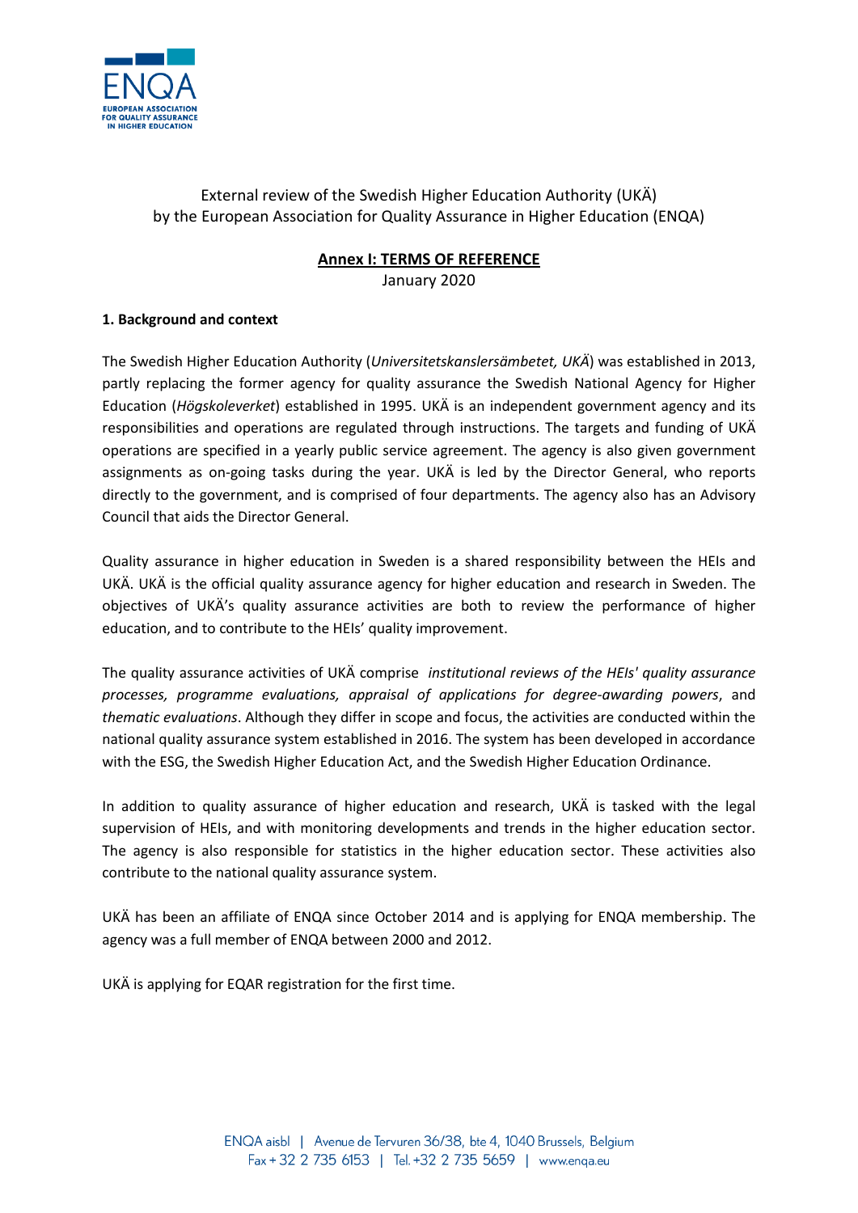External review of the Swedish Higher Education Authority (UKÄ) by the European Association for Quality Assurance in Higher Education (ENQA)

## Annex I: TERMS OF REFERENCE

January 2020

### 1. Background and context

The Swedish Higher Education Authority (*Universitetskanslersämbetet, UKÄ*) was established in 2013, partly replacing the former agency for quality assurance the Swedish National Agency for Higher Education (*Högskoleverket*) established in 1995. UKÄ is an independent government agency and its responsibilities and operations are regulated through instructions. The targets and funding of UKÄ operations are specified in a yearly public service agreement. The agency is also given government assignments as on-going tasks during the year. UKÄ is led by the Director General, who reports directly to the government, and is comprised of four departments. The agency also has an Advisory Council that aids the Director General.

Quality assurance in higher education in Sweden is a shared responsibility between the HEIs and UKÄ. UKÄ is the official quality assurance agency for higher education and research in Sweden. The objectives of UKÄ's quality assurance activities are both to review the performance of higher education, and to contribute to the HEIs' quality improvement.

The quality assurance activities of UKÄ comprise *institutional reviews of the HEIs' quality assurance processes, programme evaluations, appraisal of applications for degree-awarding powers*, and *thematic evaluations*. Although they differ in scope and focus, the activities are conducted within the national quality assurance system established in 2016. The system has been developed in accordance with the ESG, the Swedish Higher Education Act, and the Swedish Higher Education Ordinance.

In addition to quality assurance of higher education and research, UKÄ is tasked with the legal supervision of HEIs, and with monitoring developments and trends in the higher education sector. The agency is also responsible for statistics in the higher education sector. These activities also contribute to the national quality assurance system.

UKÄ has been an affiliate of ENQA since October 2014 and is applying for ENQA membership. The agency was a full member of ENQA between 2000 and 2012.

UKÄ is applying for EQAR registration for the first time.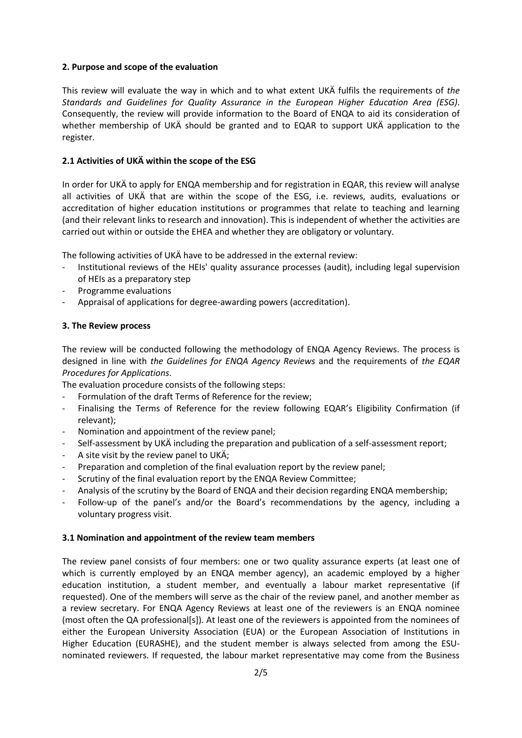### 2. Purpose and scope of the evaluation

This review will evaluate the way in which and to what extent UKÄ fulfils the requirements of *the Standards and Guidelines for Quality Assurance in the European Higher Education Area (ESG)*. Consequently, the review will provide information to the Board of ENQA to aid its consideration of whether membership of UKÄ should be granted and to EQAR to support UKÄ application to the register.

### 2.1 Activities of UKÄ within the scope of the ESG

In order for UKÄ to apply for ENQA membership and for registration in EQAR, this review will analyse all activities of UKÄ that are within the scope of the ESG, i.e. reviews, audits, evaluations or accreditation of higher education institutions or programmes that relate to teaching and learning (and their relevant links to research and innovation). This is independent of whether the activities are carried out within or outside the EHEA and whether they are obligatory or voluntary.

The following activities of UKÄ have to be addressed in the external review:

- Institutional reviews of the HEIs' quality assurance processes (audit), including legal supervision of HEIs as a preparatory step
- Programme evaluations
- Appraisal of applications for degree-awarding powers (accreditation).

### 3. The Review process

The review will be conducted following the methodology of ENQA Agency Reviews. The process is designed in line with *the Guidelines for ENQA Agency Reviews* and the requirements of *the EQAR Procedures for Applications*.

The evaluation procedure consists of the following steps:

- Formulation of the draft Terms of Reference for the review;
- Finalising the Terms of Reference for the review following EQAR's Eligibility Confirmation (if relevant);
- Nomination and appointment of the review panel;
- Self-assessment by UKÄ including the preparation and publication of a self-assessment report;
- A site visit by the review panel to UKÄ;
- Preparation and completion of the final evaluation report by the review panel;
- Scrutiny of the final evaluation report by the ENQA Review Committee;
- Analysis of the scrutiny by the Board of ENQA and their decision regarding ENQA membership;
- Follow-up of the panel's and/or the Board's recommendations by the agency, including a voluntary progress visit.

### 3.1 Nomination and appointment of the review team members

The review panel consists of four members: one or two quality assurance experts (at least one of which is currently employed by an ENQA member agency), an academic employed by a higher education institution, a student member, and eventually a labour market representative (if requested). One of the members will serve as the chair of the review panel, and another member as a review secretary. For ENQA Agency Reviews at least one of the reviewers is an ENQA nominee (most often the QA professional[s]). At least one of the reviewers is appointed from the nominees of either the European University Association (EUA) or the European Association of Institutions in Higher Education (EURASHE), and the student member is always selected from among the ESU-nominated reviewers. If requested, the labour market representative may come from the Business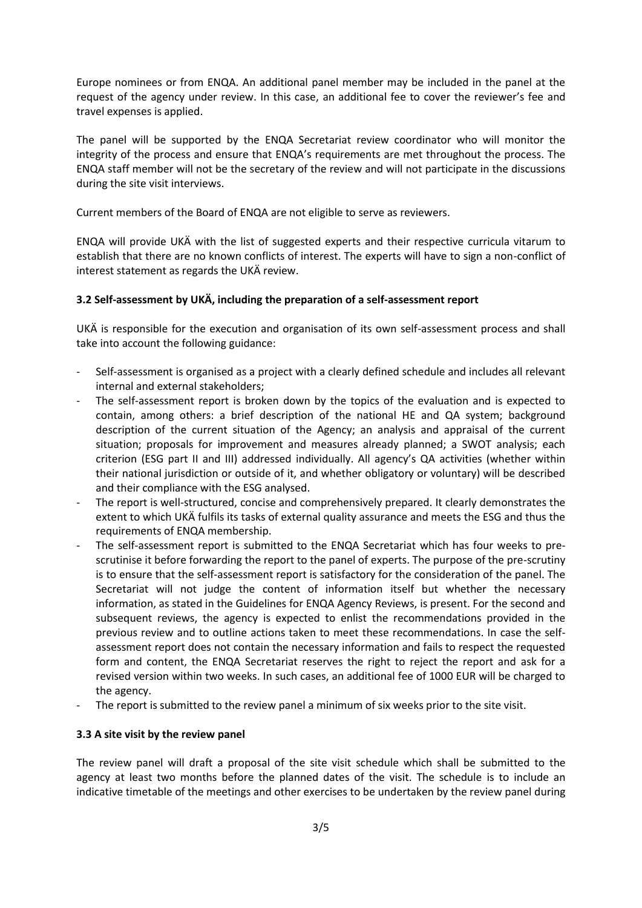Europe nominees or from ENQA. An additional panel member may be included in the panel at the request of the agency under review. In this case, an additional fee to cover the reviewer's fee and travel expenses is applied.

The panel will be supported by the ENQA Secretariat review coordinator who will monitor the integrity of the process and ensure that ENQA's requirements are met throughout the process. The ENQA staff member will not be the secretary of the review and will not participate in the discussions during the site visit interviews.

Current members of the Board of ENQA are not eligible to serve as reviewers.

ENQA will provide UKÄ with the list of suggested experts and their respective curricula vitarum to establish that there are no known conflicts of interest. The experts will have to sign a non-conflict of interest statement as regards the UKÄ review.

### 3.2 Self-assessment by UKÄ, including the preparation of a self-assessment report

UKÄ is responsible for the execution and organisation of its own self-assessment process and shall take into account the following guidance:

- Self-assessment is organised as a project with a clearly defined schedule and includes all relevant internal and external stakeholders;
- The self-assessment report is broken down by the topics of the evaluation and is expected to contain, among others: a brief description of the national HE and QA system; background description of the current situation of the Agency; an analysis and appraisal of the current situation; proposals for improvement and measures already planned; a SWOT analysis; each criterion (ESG part II and III) addressed individually. All agency's QA activities (whether within their national jurisdiction or outside of it, and whether obligatory or voluntary) will be described and their compliance with the ESG analysed.
- The report is well-structured, concise and comprehensively prepared. It clearly demonstrates the extent to which UKÄ fulfils its tasks of external quality assurance and meets the ESG and thus the requirements of ENQA membership.
- The self-assessment report is submitted to the ENQA Secretariat which has four weeks to pre-scrutinise it before forwarding the report to the panel of experts. The purpose of the pre-scrutiny is to ensure that the self-assessment report is satisfactory for the consideration of the panel. The Secretariat will not judge the content of information itself but whether the necessary information, as stated in the Guidelines for ENQA Agency Reviews, is present. For the second and subsequent reviews, the agency is expected to enlist the recommendations provided in the previous review and to outline actions taken to meet these recommendations. In case the self-assessment report does not contain the necessary information and fails to respect the requested form and content, the ENQA Secretariat reserves the right to reject the report and ask for a revised version within two weeks. In such cases, an additional fee of 1000 EUR will be charged to the agency.
- The report is submitted to the review panel a minimum of six weeks prior to the site visit.

### 3.3 A site visit by the review panel

The review panel will draft a proposal of the site visit schedule which shall be submitted to the agency at least two months before the planned dates of the visit. The schedule is to include an indicative timetable of the meetings and other exercises to be undertaken by the review panel during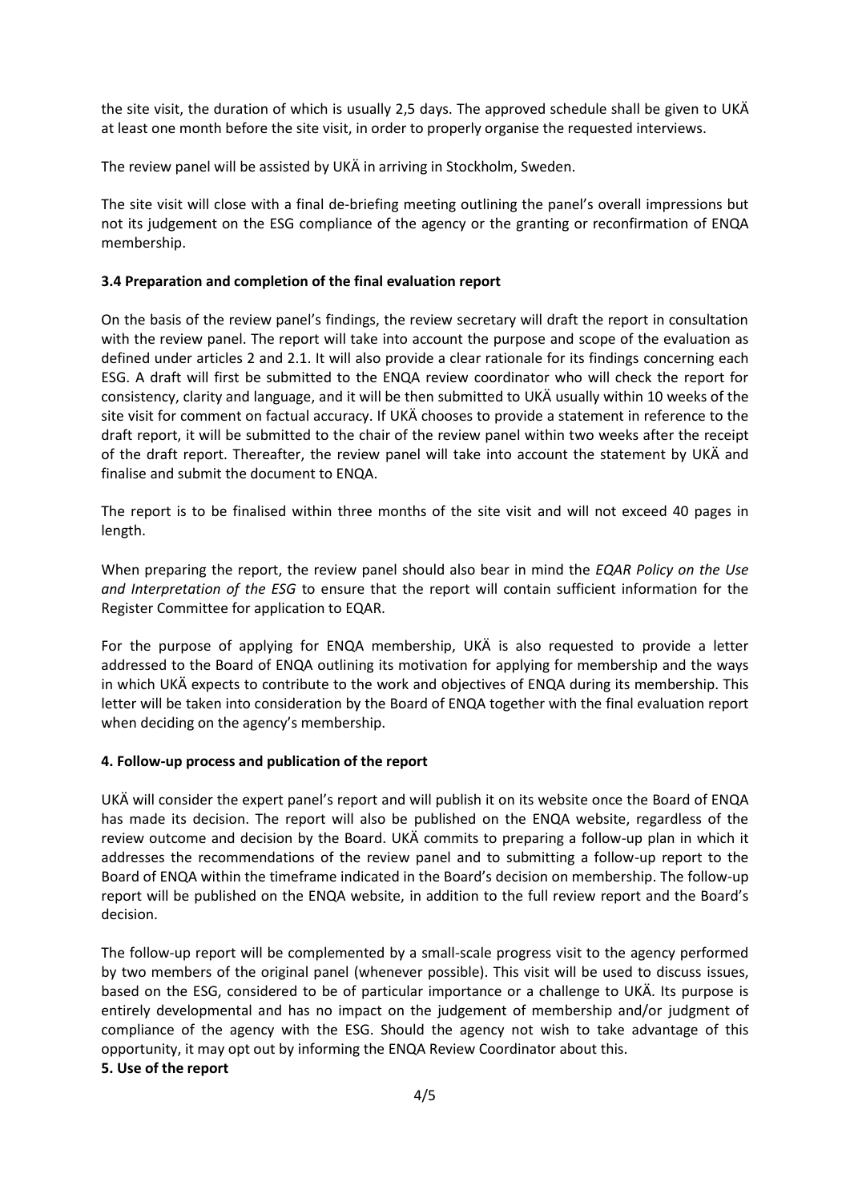the site visit, the duration of which is usually 2,5 days. The approved schedule shall be given to UKÄ at least one month before the site visit, in order to properly organise the requested interviews.

The review panel will be assisted by UKÄ in arriving in Stockholm, Sweden.

The site visit will close with a final de-briefing meeting outlining the panel's overall impressions but not its judgement on the ESG compliance of the agency or the granting or reconfirmation of ENQA membership.

### 3.4 Preparation and completion of the final evaluation report

On the basis of the review panel's findings, the review secretary will draft the report in consultation with the review panel. The report will take into account the purpose and scope of the evaluation as defined under articles 2 and 2.1. It will also provide a clear rationale for its findings concerning each ESG. A draft will first be submitted to the ENQA review coordinator who will check the report for consistency, clarity and language, and it will be then submitted to UKÄ usually within 10 weeks of the site visit for comment on factual accuracy. If UKÄ chooses to provide a statement in reference to the draft report, it will be submitted to the chair of the review panel within two weeks after the receipt of the draft report. Thereafter, the review panel will take into account the statement by UKÄ and finalise and submit the document to ENQA.

The report is to be finalised within three months of the site visit and will not exceed 40 pages in length.

When preparing the report, the review panel should also bear in mind the *EQAR Policy on the Use and Interpretation of the ESG* to ensure that the report will contain sufficient information for the Register Committee for application to EQAR.

For the purpose of applying for ENQA membership, UKÄ is also requested to provide a letter addressed to the Board of ENQA outlining its motivation for applying for membership and the ways in which UKÄ expects to contribute to the work and objectives of ENQA during its membership. This letter will be taken into consideration by the Board of ENQA together with the final evaluation report when deciding on the agency's membership.

## 4. Follow-up process and publication of the report

UKÄ will consider the expert panel's report and will publish it on its website once the Board of ENQA has made its decision. The report will also be published on the ENQA website, regardless of the review outcome and decision by the Board. UKÄ commits to preparing a follow-up plan in which it addresses the recommendations of the review panel and to submitting a follow-up report to the Board of ENQA within the timeframe indicated in the Board's decision on membership. The follow-up report will be published on the ENQA website, in addition to the full review report and the Board's decision.

The follow-up report will be complemented by a small-scale progress visit to the agency performed by two members of the original panel (whenever possible). This visit will be used to discuss issues, based on the ESG, considered to be of particular importance or a challenge to UKÄ. Its purpose is entirely developmental and has no impact on the judgement of membership and/or judgment of compliance of the agency with the ESG. Should the agency not wish to take advantage of this opportunity, it may opt out by informing the ENQA Review Coordinator about this.

## 5. Use of the report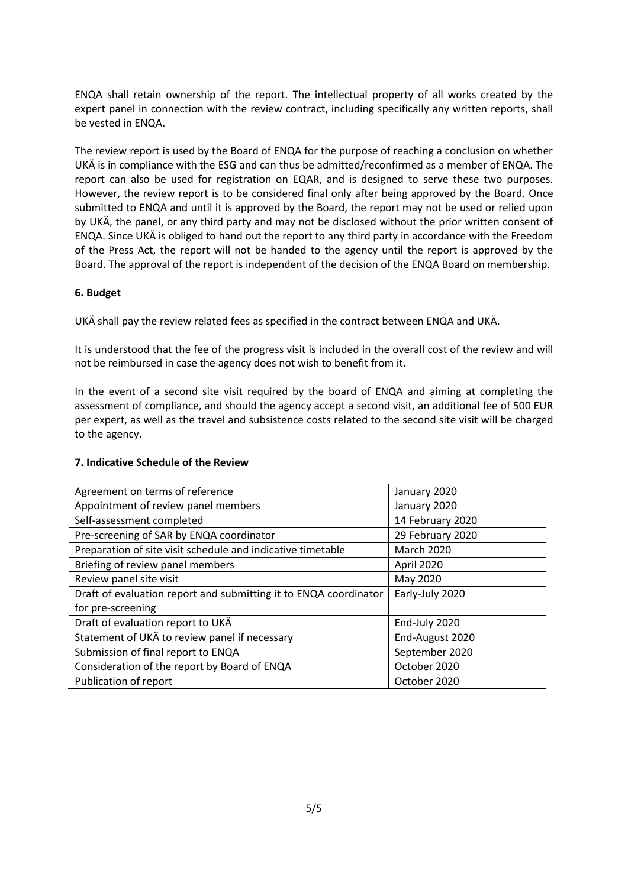ENQA shall retain ownership of the report. The intellectual property of all works created by the expert panel in connection with the review contract, including specifically any written reports, shall be vested in ENQA.

The review report is used by the Board of ENQA for the purpose of reaching a conclusion on whether UKÄ is in compliance with the ESG and can thus be admitted/reconfirmed as a member of ENQA. The report can also be used for registration on EQAR, and is designed to serve these two purposes. However, the review report is to be considered final only after being approved by the Board. Once submitted to ENQA and until it is approved by the Board, the report may not be used or relied upon by UKÄ, the panel, or any third party and may not be disclosed without the prior written consent of ENQA. Since UKÄ is obliged to hand out the report to any third party in accordance with the Freedom of the Press Act, the report will not be handed to the agency until the report is approved by the Board. The approval of the report is independent of the decision of the ENQA Board on membership.

### 6. Budget

UKÄ shall pay the review related fees as specified in the contract between ENQA and UKÄ.

It is understood that the fee of the progress visit is included in the overall cost of the review and will not be reimbursed in case the agency does not wish to benefit from it.

In the event of a second site visit required by the board of ENQA and aiming at completing the assessment of compliance, and should the agency accept a second visit, an additional fee of 500 EUR per expert, as well as the travel and subsistence costs related to the second site visit will be charged to the agency.

### 7. Indicative Schedule of the Review

| | |
|---|---|
| Agreement on terms of reference | January 2020 |
| Appointment of review panel members | January 2020 |
| Self-assessment completed | 14 February 2020 |
| Pre-screening of SAR by ENQA coordinator | 29 February 2020 |
| Preparation of site visit schedule and indicative timetable | March 2020 |
| Briefing of review panel members | April 2020 |
| Review panel site visit | May 2020 |
| Draft of evaluation report and submitting it to ENQA coordinator for pre-screening | Early-July 2020 |
| Draft of evaluation report to UKÄ | End-July 2020 |
| Statement of UKÄ to review panel if necessary | End-August 2020 |
| Submission of final report to ENQA | September 2020 |
| Consideration of the report by Board of ENQA | October 2020 |
| Publication of report | October 2020 |